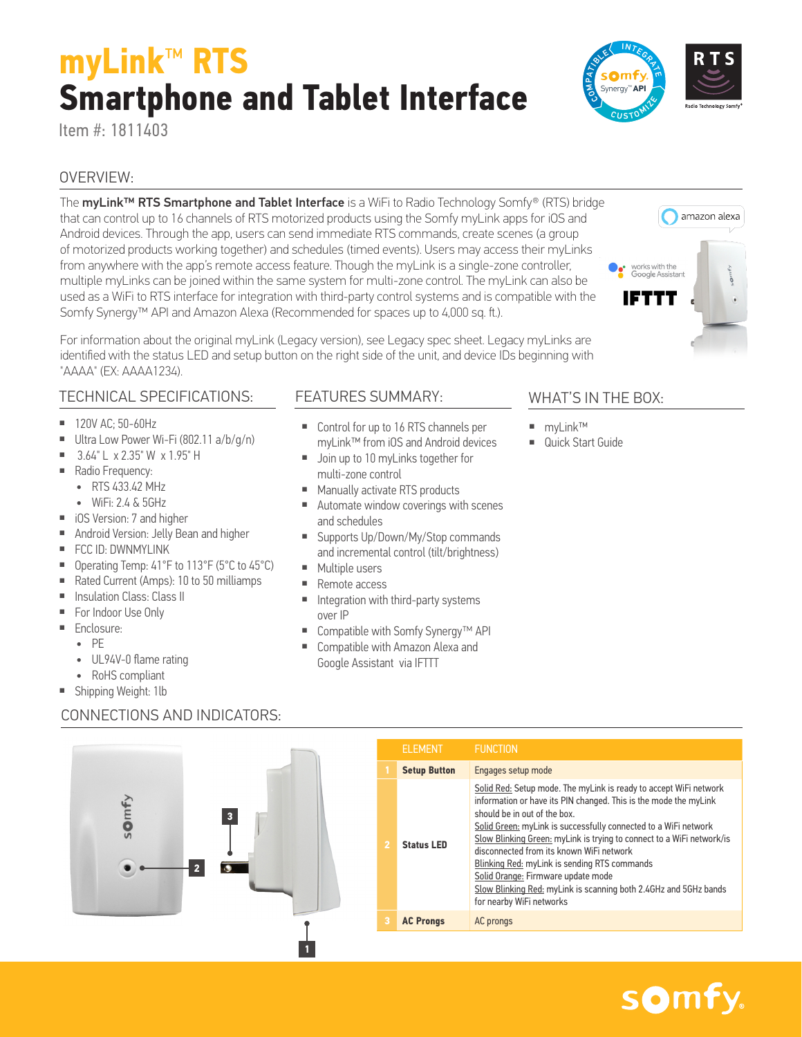# myLink™ RTS
# Smartphone and Tablet Interface

Item #: 1811403

## OVERVIEW:

The **myLink™ RTS Smartphone and Tablet Interface** is a WiFi to Radio Technology Somfy® (RTS) bridge that can control up to 16 channels of RTS motorized products using the Somfy myLink apps for iOS and Android devices. Through the app, users can send immediate RTS commands, create scenes (a group of motorized products working together) and schedules (timed events). Users may access their myLinks from anywhere with the app's remote access feature. Though the myLink is a single-zone controller, multiple myLinks can be joined within the same system for multi-zone control. The myLink can also be used as a WiFi to RTS interface for integration with third-party control systems and is compatible with the Somfy Synergy™ API and Amazon Alexa (Recommended for spaces up to 4,000 sq. ft.).

For information about the original myLink (Legacy version), see Legacy spec sheet. Legacy myLinks are identified with the status LED and setup button on the right side of the unit, and device IDs beginning with "AAAA" (EX: AAAA1234).

## TECHNICAL SPECIFICATIONS:

- 120V AC; 50-60Hz
- Ultra Low Power Wi-Fi (802.11 a/b/g/n)
- 3.64" L x 2.35" W x 1.95" H
- Radio Frequency:
  - RTS 433.42 MHz
  - WiFi: 2.4 & 5GHz
- iOS Version: 7 and higher
- Android Version: Jelly Bean and higher
- FCC ID: DWNMYLINK
- Operating Temp: 41°F to 113°F (5°C to 45°C)
- Rated Current (Amps): 10 to 50 milliamps
- Insulation Class: Class II
- For Indoor Use Only
- Enclosure:
  - PE
  - UL94V-0 flame rating
  - RoHS compliant
- Shipping Weight: 1lb

## FEATURES SUMMARY:

- Control for up to 16 RTS channels per myLink™ from iOS and Android devices
- Join up to 10 myLinks together for multi-zone control
- Manually activate RTS products
- Automate window coverings with scenes and schedules
- Supports Up/Down/My/Stop commands and incremental control (tilt/brightness)
- Multiple users
- Remote access
- Integration with third-party systems over IP
- Compatible with Somfy Synergy™ API
- Compatible with Amazon Alexa and Google Assistant via IFTTT

## WHAT'S IN THE BOX:

- myLink™
- Quick Start Guide

## CONNECTIONS AND INDICATORS:

| | ELEMENT | FUNCTION |
|---|---|---|
| 1 | **Setup Button** | Engages setup mode |
| 2 | **Status LED** | Solid Red: Setup mode. The myLink is ready to accept WiFi network information or have its PIN changed. This is the mode the myLink should be in out of the box.<br>Solid Green: myLink is successfully connected to a WiFi network<br>Slow Blinking Green: myLink is trying to connect to a WiFi network/is disconnected from its known WiFi network<br>Blinking Red: myLink is sending RTS commands<br>Solid Orange: Firmware update mode<br>Slow Blinking Red: myLink is scanning both 2.4GHz and 5GHz bands for nearby WiFi networks |
| 3 | **AC Prongs** | AC prongs |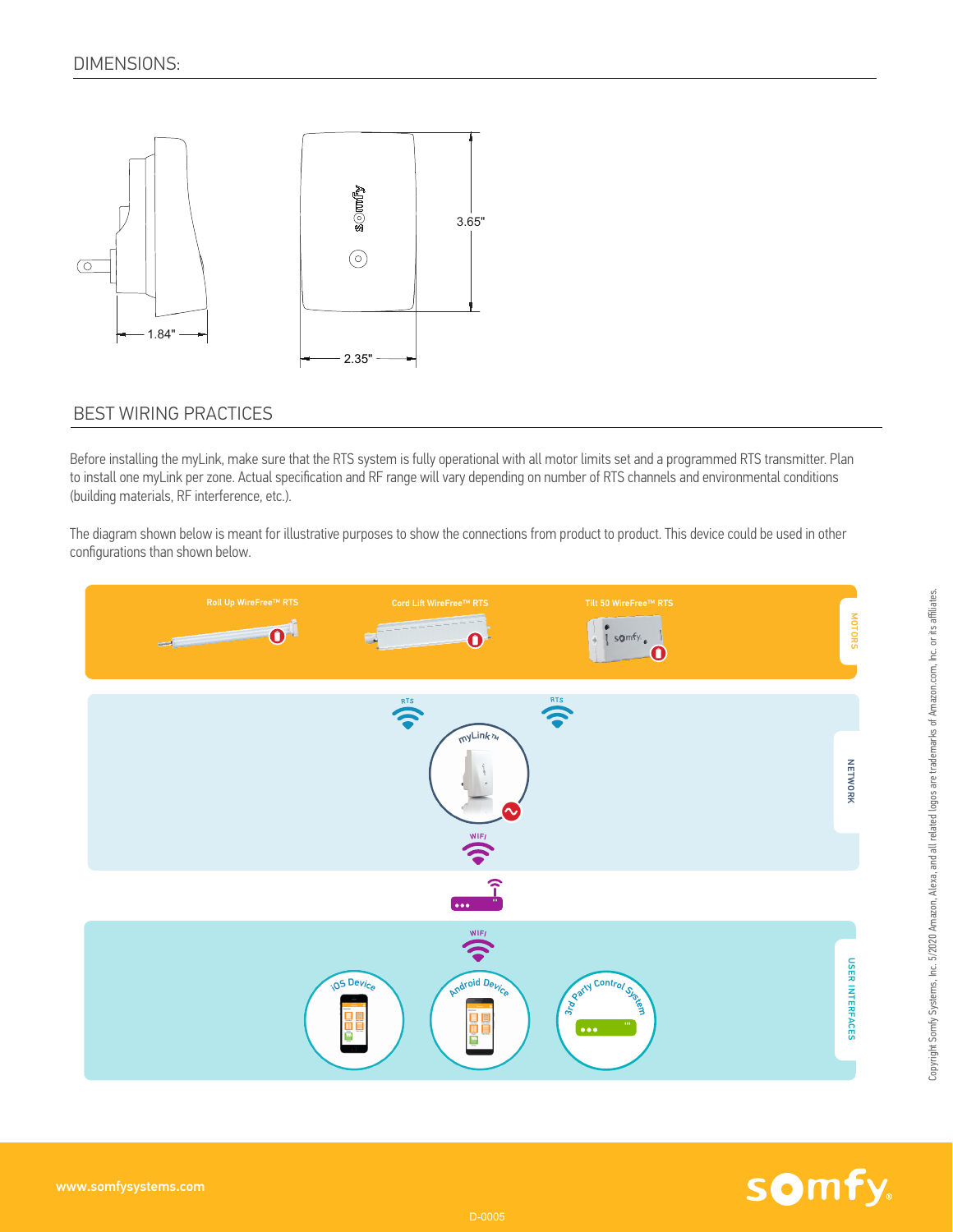## DIMENSIONS:

1.84"

3.65"

2.35"

## BEST WIRING PRACTICES

Before installing the myLink, make sure that the RTS system is fully operational with all motor limits set and a programmed RTS transmitter. Plan to install one myLink per zone. Actual specification and RF range will vary depending on number of RTS channels and environmental conditions (building materials, RF interference, etc.).

The diagram shown below is meant for illustrative purposes to show the connections from product to product. This device could be used in other configurations than shown below.

Roll Up WireFree™ RTS

Cord Lift WireFree™ RTS

Tilt 50 WireFree™ RTS

MOTORS

RTS

RTS

myLink™

WIFI

NETWORK

WIFI

iOS Device

Android Device

3rd Party Control System

USER INTERFACES

Copyright Somfy Systems, Inc. 5/2020 Amazon, Alexa, and all related logos are trademarks of Amazon.com, Inc. or its affiliates.

www.somfysystems.com

D-0005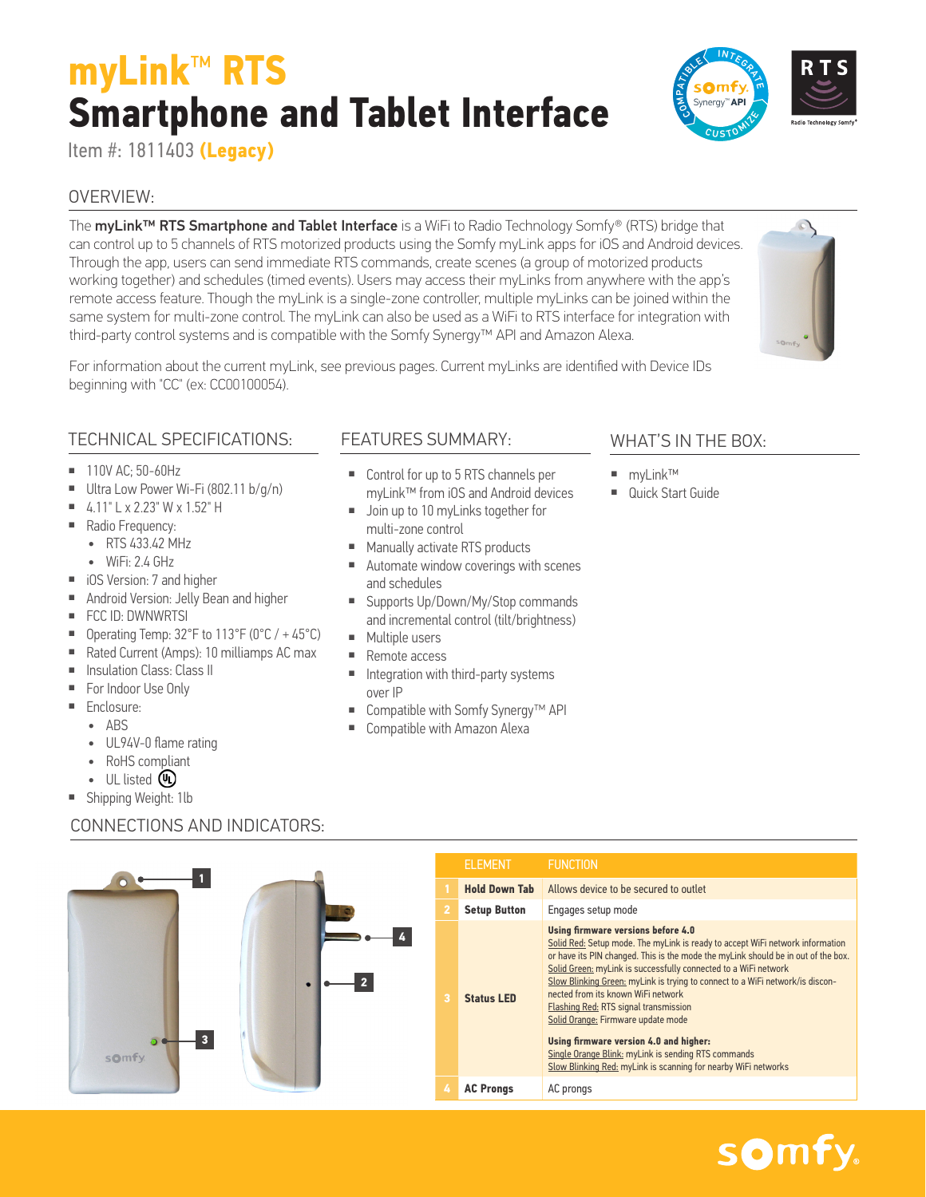# myLink™ RTS
# Smartphone and Tablet Interface

Item #: 1811403 **(Legacy)**

## OVERVIEW:

The **myLink™ RTS Smartphone and Tablet Interface** is a WiFi to Radio Technology Somfy® (RTS) bridge that can control up to 5 channels of RTS motorized products using the Somfy myLink apps for iOS and Android devices. Through the app, users can send immediate RTS commands, create scenes (a group of motorized products working together) and schedules (timed events). Users may access their myLinks from anywhere with the app's remote access feature. Though the myLink is a single-zone controller, multiple myLinks can be joined within the same system for multi-zone control. The myLink can also be used as a WiFi to RTS interface for integration with third-party control systems and is compatible with the Somfy Synergy™ API and Amazon Alexa.

For information about the current myLink, see previous pages. Current myLinks are identified with Device IDs beginning with "CC" (ex: CC00100054).

## TECHNICAL SPECIFICATIONS:

- 110V AC; 50-60Hz
- Ultra Low Power Wi-Fi (802.11 b/g/n)
- 4.11" L x 2.23" W x 1.52" H
- Radio Frequency:
  - RTS 433.42 MHz
  - WiFi: 2.4 GHz
- iOS Version: 7 and higher
- Android Version: Jelly Bean and higher
- FCC ID: DWNWRTSI
- Operating Temp: 32°F to 113°F (0°C / + 45°C)
- Rated Current (Amps): 10 milliamps AC max
- Insulation Class: Class II
- For Indoor Use Only
- Enclosure:
  - ABS
  - UL94V-0 flame rating
  - RoHS compliant
  - UL listed
- Shipping Weight: 1lb

## FEATURES SUMMARY:

- Control for up to 5 RTS channels per myLink™ from iOS and Android devices
- Join up to 10 myLinks together for multi-zone control
- Manually activate RTS products
- Automate window coverings with scenes and schedules
- Supports Up/Down/My/Stop commands and incremental control (tilt/brightness)
- Multiple users
- Remote access
- Integration with third-party systems over IP
- Compatible with Somfy Synergy™ API
- Compatible with Amazon Alexa

## WHAT'S IN THE BOX:

- myLink™
- Quick Start Guide

## CONNECTIONS AND INDICATORS:

| | ELEMENT | FUNCTION |
|---|---|---|
| 1 | **Hold Down Tab** | Allows device to be secured to outlet |
| 2 | **Setup Button** | Engages setup mode |
| 3 | **Status LED** | **Using firmware versions before 4.0**<br>Solid Red: Setup mode. The myLink is ready to accept WiFi network information or have its PIN changed. This is the mode the myLink should be in out of the box.<br>Solid Green: myLink is successfully connected to a WiFi network<br>Slow Blinking Green: myLink is trying to connect to a WiFi network/is disconnected from its known WiFi network<br>Flashing Red: RTS signal transmission<br>Solid Orange: Firmware update mode<br><br>**Using firmware version 4.0 and higher:**<br>Single Orange Blink: myLink is sending RTS commands<br>Slow Blinking Red: myLink is scanning for nearby WiFi networks |
| 4 | **AC Prongs** | AC prongs |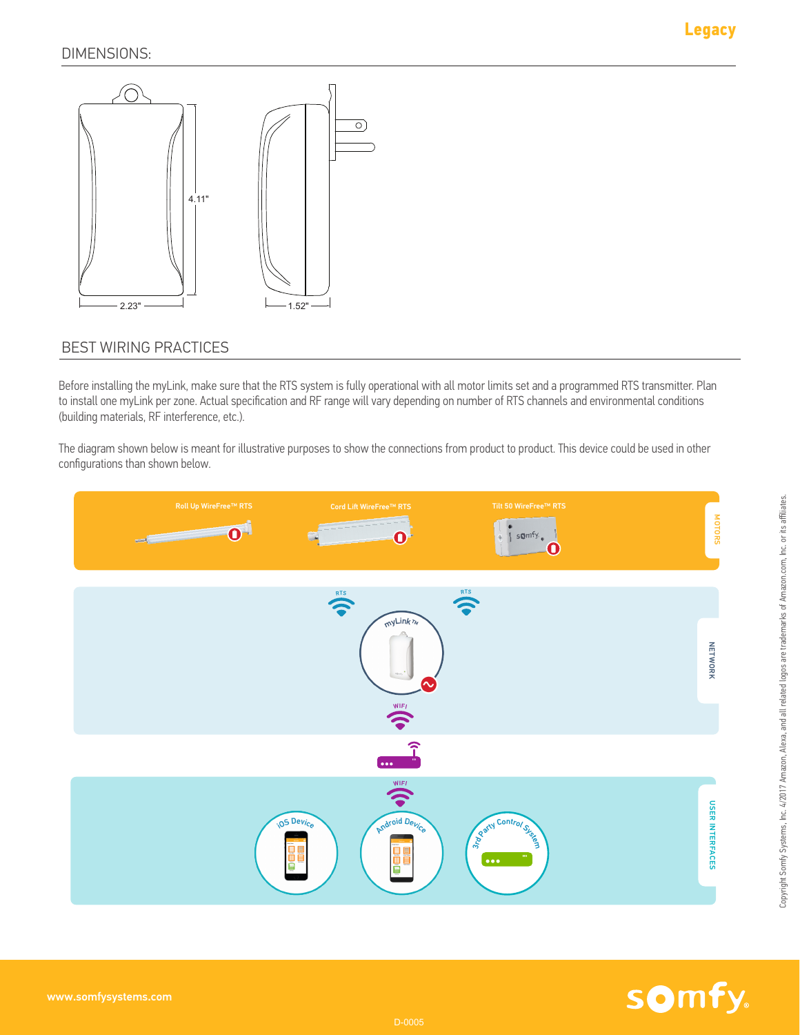## DIMENSIONS:

4.11"

2.23"

1.52"

## BEST WIRING PRACTICES

Before installing the myLink, make sure that the RTS system is fully operational with all motor limits set and a programmed RTS transmitter. Plan to install one myLink per zone. Actual specification and RF range will vary depending on number of RTS channels and environmental conditions (building materials, RF interference, etc.).

The diagram shown below is meant for illustrative purposes to show the connections from product to product. This device could be used in other configurations than shown below.

Roll Up WireFree™ RTS

Cord Lift WireFree™ RTS

Tilt 50 WireFree™ RTS

MOTORS

RTS

RTS

myLink™

NETWORK

WIFI

WIFI

iOS Device

Android Device

3rd Party Control System

USER INTERFACES

Copyright Somfy Systems, Inc. 4/2017 Amazon, Alexa, and all related logos are trademarks of Amazon.com, Inc. or its affiliates.

www.somfysystems.com

D-0005